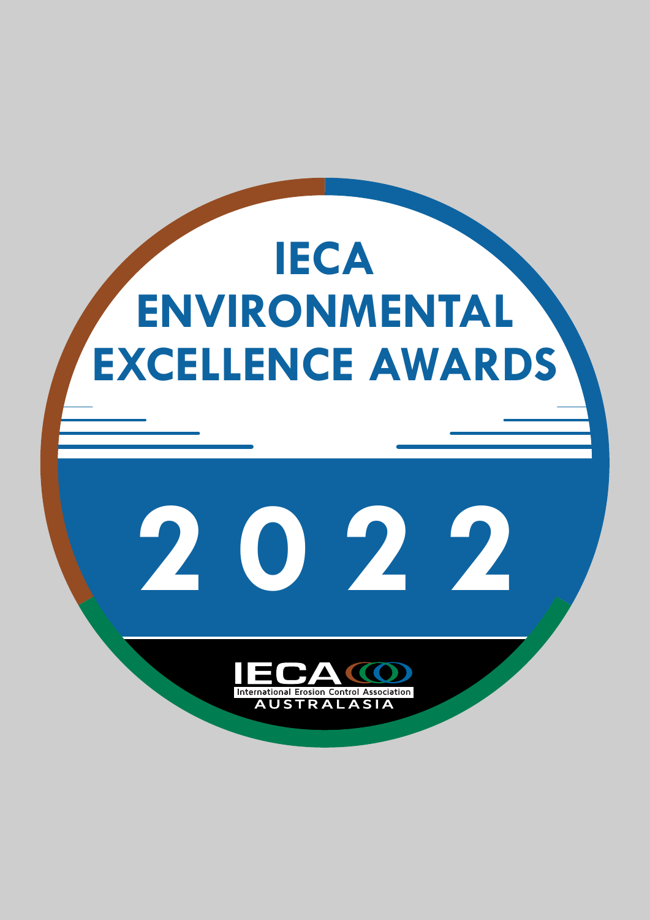# IECA ENVIRONMENTAL EXCELLENCE AWARDS

# 2022

IECA

International Erosion Control Association

AUSTRALASIA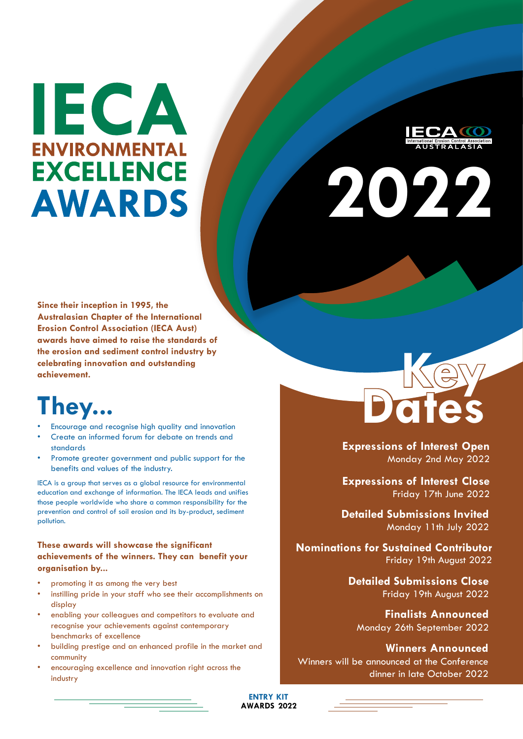# IECA ENVIRONMENTAL EXCELLENCE AWARDS

IECA International Erosion Control Association AUSTRALASIA

# 2022

**Since their inception in 1995, the Australasian Chapter of the International Erosion Control Association (IECA Aust) awards have aimed to raise the standards of the erosion and sediment control industry by celebrating innovation and outstanding achievement.**

## They...

- Encourage and recognise high quality and innovation
- Create an informed forum for debate on trends and standards
- Promote greater government and public support for the benefits and values of the industry.

IECA is a group that serves as a global resource for environmental education and exchange of information. The IECA leads and unifies those people worldwide who share a common responsibility for the prevention and control of soil erosion and its by-product, sediment pollution.

**These awards will showcase the significant achievements of the winners. They can benefit your organisation by...**

- promoting it as among the very best
- instilling pride in your staff who see their accomplishments on display
- enabling your colleagues and competitors to evaluate and recognise your achievements against contemporary benchmarks of excellence
- building prestige and an enhanced profile in the market and community
- encouraging excellence and innovation right across the industry

## Key Dates

**Expressions of Interest Open**
Monday 2nd May 2022

**Expressions of Interest Close**
Friday 17th June 2022

**Detailed Submissions Invited**
Monday 11th July 2022

**Nominations for Sustained Contributor**
Friday 19th August 2022

**Detailed Submissions Close**
Friday 19th August 2022

**Finalists Announced**
Monday 26th September 2022

**Winners Announced**
Winners will be announced at the Conference dinner in late October 2022

**ENTRY KIT**
**AWARDS 2022**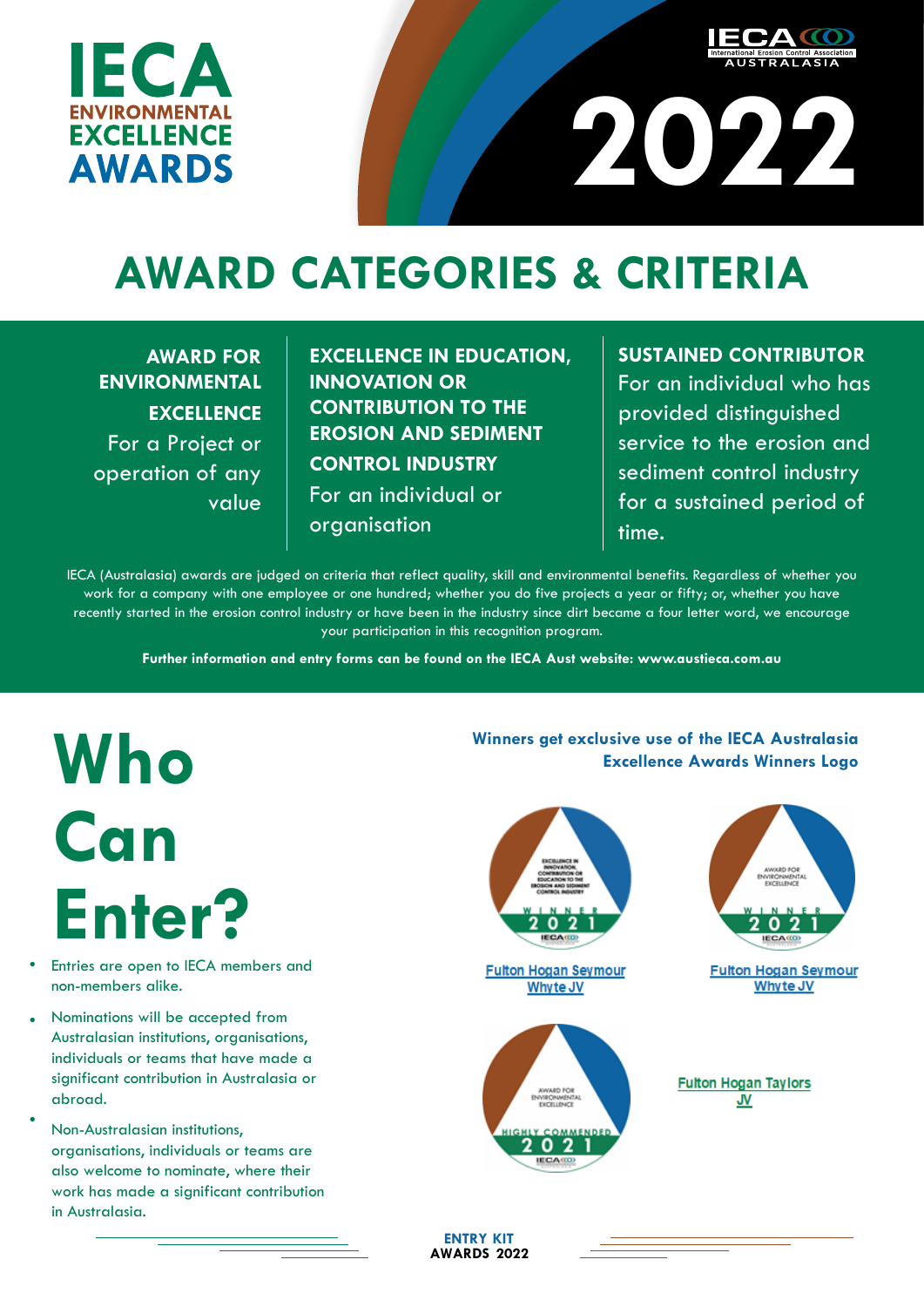# IECA ENVIRONMENTAL EXCELLENCE AWARDS

IECA International Erosion Control Association AUSTRALASIA

2022

## AWARD CATEGORIES & CRITERIA

**AWARD FOR ENVIRONMENTAL EXCELLENCE**
For a Project or operation of any value

**EXCELLENCE IN EDUCATION, INNOVATION OR CONTRIBUTION TO THE EROSION AND SEDIMENT CONTROL INDUSTRY**
For an individual or organisation

**SUSTAINED CONTRIBUTOR**
For an individual who has provided distinguished service to the erosion and sediment control industry for a sustained period of time.

IECA (Australasia) awards are judged on criteria that reflect quality, skill and environmental benefits. Regardless of whether you work for a company with one employee or one hundred; whether you do five projects a year or fifty; or, whether you have recently started in the erosion control industry or have been in the industry since dirt became a four letter word, we encourage your participation in this recognition program.

**Further information and entry forms can be found on the IECA Aust website: www.austieca.com.au**

## Who Can Enter?

- Entries are open to IECA members and non-members alike.
- Nominations will be accepted from Australasian institutions, organisations, individuals or teams that have made a significant contribution in Australasia or abroad.
- Non-Australasian institutions, organisations, individuals or teams are also welcome to nominate, where their work has made a significant contribution in Australasia.

**Winners get exclusive use of the IECA Australasia Excellence Awards Winners Logo**

EXCELLENCE IN INNOVATION, CONTRIBUTION OR EDUCATION TO THE EROSION AND SEDIMENT CONTROL INDUSTRY WINNER 2021 IECA

Fulton Hogan Seymour Whyte JV

AWARD FOR ENVIRONMENTAL EXCELLENCE WINNER 2021 IECA

Fulton Hogan Seymour Whyte JV

AWARD FOR ENVIRONMENTAL EXCELLENCE HIGHLY COMMENDED 2021 IECA

Fulton Hogan Taylors JV

ENTRY KIT
AWARDS 2022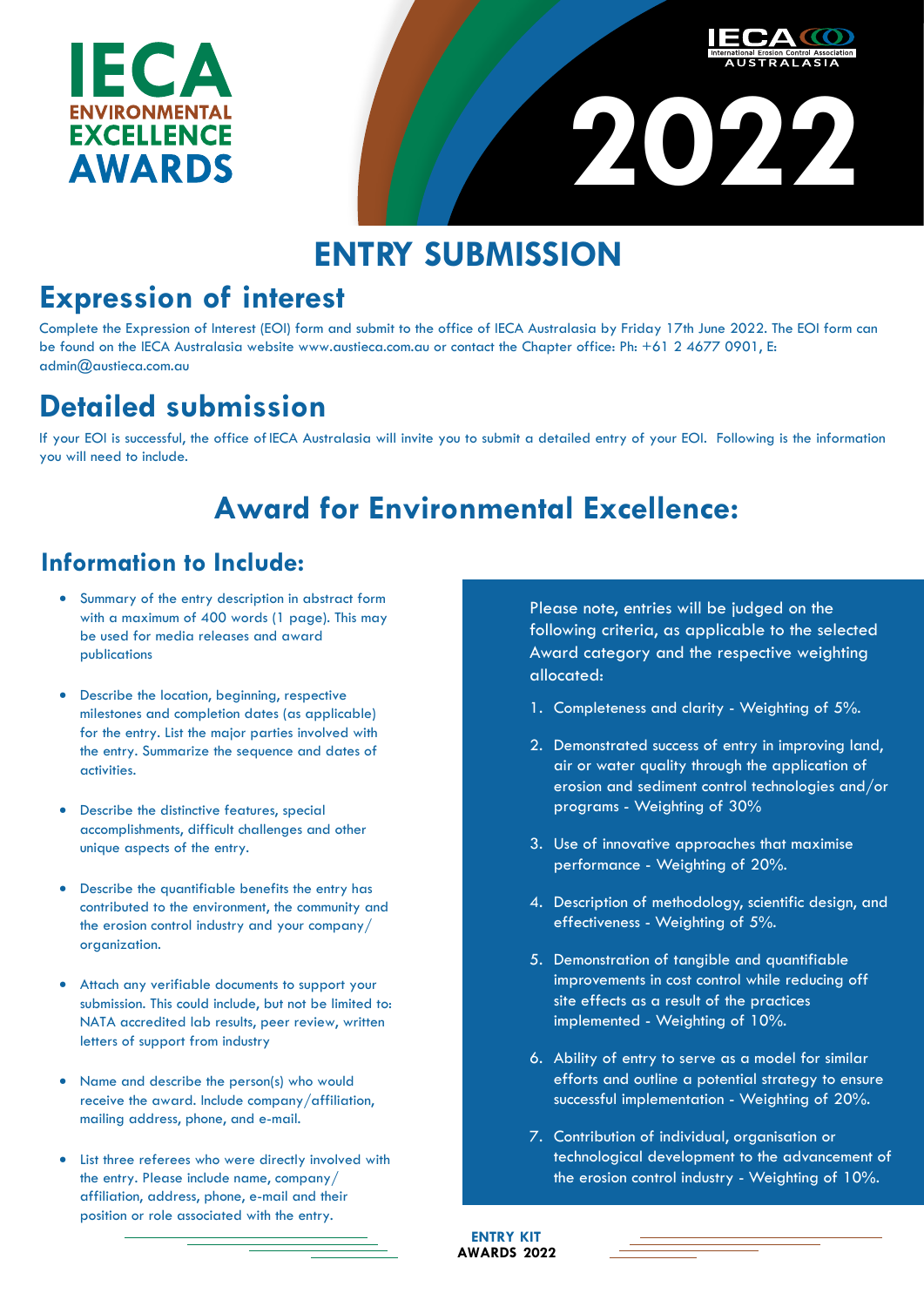# IECA ENVIRONMENTAL EXCELLENCE AWARDS

IECA International Erosion Control Association AUSTRALASIA

2022

# ENTRY SUBMISSION

## Expression of interest

Complete the Expression of Interest (EOI) form and submit to the office of IECA Australasia by Friday 17th June 2022. The EOI form can be found on the IECA Australasia website www.austieca.com.au or contact the Chapter office: Ph: +61 2 4677 0901, E: admin@austieca.com.au

## Detailed submission

If your EOI is successful, the office of IECA Australasia will invite you to submit a detailed entry of your EOI. Following is the information you will need to include.

## Award for Environmental Excellence:

### Information to Include:

- Summary of the entry description in abstract form with a maximum of 400 words (1 page). This may be used for media releases and award publications
- Describe the location, beginning, respective milestones and completion dates (as applicable) for the entry. List the major parties involved with the entry. Summarize the sequence and dates of activities.
- Describe the distinctive features, special accomplishments, difficult challenges and other unique aspects of the entry.
- Describe the quantifiable benefits the entry has contributed to the environment, the community and the erosion control industry and your company/ organization.
- Attach any verifiable documents to support your submission. This could include, but not be limited to: NATA accredited lab results, peer review, written letters of support from industry
- Name and describe the person(s) who would receive the award. Include company/affiliation, mailing address, phone, and e-mail.
- List three referees who were directly involved with the entry. Please include name, company/ affiliation, address, phone, e-mail and their position or role associated with the entry.

Please note, entries will be judged on the following criteria, as applicable to the selected Award category and the respective weighting allocated:

1. Completeness and clarity - Weighting of 5%.
2. Demonstrated success of entry in improving land, air or water quality through the application of erosion and sediment control technologies and/or programs - Weighting of 30%
3. Use of innovative approaches that maximise performance - Weighting of 20%.
4. Description of methodology, scientific design, and effectiveness - Weighting of 5%.
5. Demonstration of tangible and quantifiable improvements in cost control while reducing off site effects as a result of the practices implemented - Weighting of 10%.
6. Ability of entry to serve as a model for similar efforts and outline a potential strategy to ensure successful implementation - Weighting of 20%.
7. Contribution of individual, organisation or technological development to the advancement of the erosion control industry - Weighting of 10%.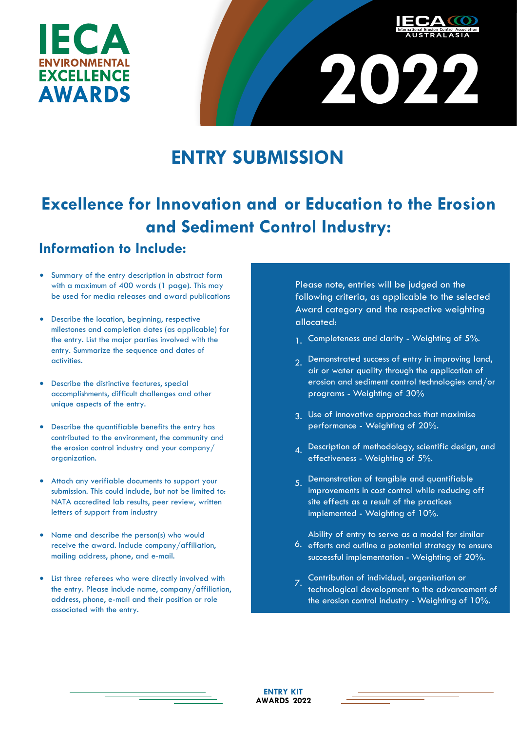IECA
ENVIRONMENTAL
EXCELLENCE
AWARDS

IECA International Erosion Control Association AUSTRALASIA

2022

# ENTRY SUBMISSION

## Excellence for Innovation and or Education to the Erosion and Sediment Control Industry:

### Information to Include:

- Summary of the entry description in abstract form with a maximum of 400 words (1 page). This may be used for media releases and award publications
- Describe the location, beginning, respective milestones and completion dates (as applicable) for the entry. List the major parties involved with the entry. Summarize the sequence and dates of activities.
- Describe the distinctive features, special accomplishments, difficult challenges and other unique aspects of the entry.
- Describe the quantifiable benefits the entry has contributed to the environment, the community and the erosion control industry and your company/ organization.
- Attach any verifiable documents to support your submission. This could include, but not be limited to: NATA accredited lab results, peer review, written letters of support from industry
- Name and describe the person(s) who would receive the award. Include company/affiliation, mailing address, phone, and e-mail.
- List three referees who were directly involved with the entry. Please include name, company/affiliation, address, phone, e-mail and their position or role associated with the entry.

Please note, entries will be judged on the following criteria, as applicable to the selected Award category and the respective weighting allocated:

1. Completeness and clarity - Weighting of 5%.
2. Demonstrated success of entry in improving land, air or water quality through the application of erosion and sediment control technologies and/or programs - Weighting of 30%
3. Use of innovative approaches that maximise performance - Weighting of 20%.
4. Description of methodology, scientific design, and effectiveness - Weighting of 5%.
5. Demonstration of tangible and quantifiable improvements in cost control while reducing off site effects as a result of the practices implemented - Weighting of 10%.
6. Ability of entry to serve as a model for similar efforts and outline a potential strategy to ensure successful implementation - Weighting of 20%.
7. Contribution of individual, organisation or technological development to the advancement of the erosion control industry - Weighting of 10%.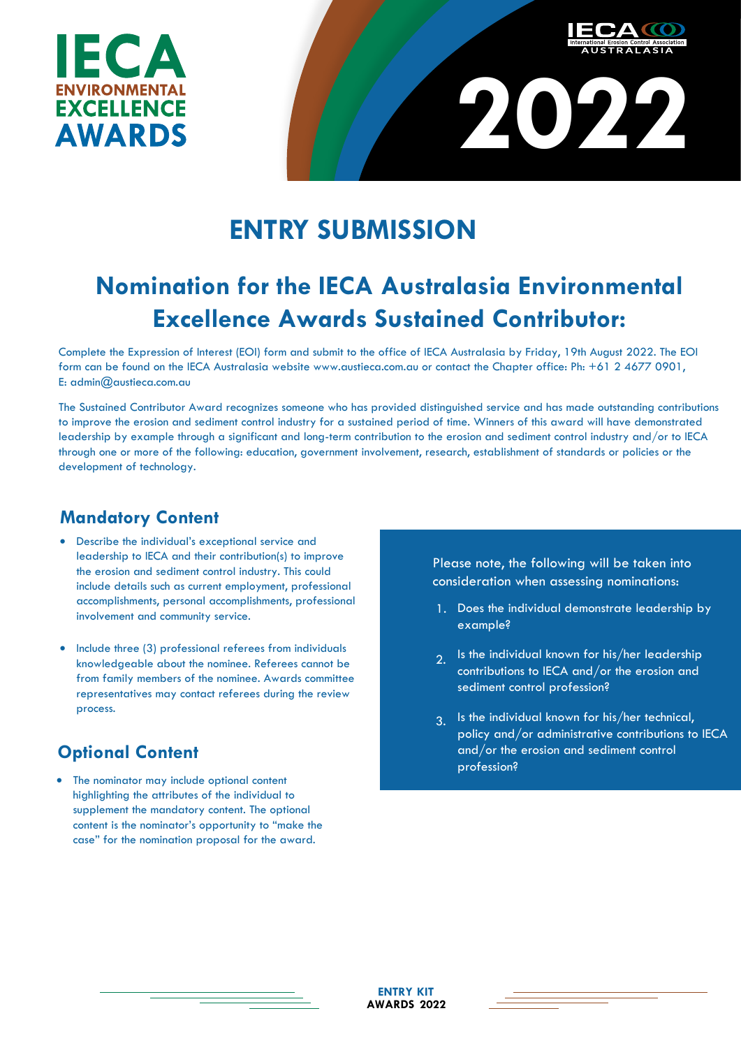IECA ENVIRONMENTAL EXCELLENCE AWARDS

IECA International Erosion Control Association AUSTRALASIA

2022

# ENTRY SUBMISSION

## Nomination for the IECA Australasia Environmental Excellence Awards Sustained Contributor:

Complete the Expression of Interest (EOI) form and submit to the office of IECA Australasia by Friday, 19th August 2022. The EOI form can be found on the IECA Australasia website www.austieca.com.au or contact the Chapter office: Ph: +61 2 4677 0901, E: admin@austieca.com.au

The Sustained Contributor Award recognizes someone who has provided distinguished service and has made outstanding contributions to improve the erosion and sediment control industry for a sustained period of time. Winners of this award will have demonstrated leadership by example through a significant and long-term contribution to the erosion and sediment control industry and/or to IECA through one or more of the following: education, government involvement, research, establishment of standards or policies or the development of technology.

### Mandatory Content

- Describe the individual's exceptional service and leadership to IECA and their contribution(s) to improve the erosion and sediment control industry. This could include details such as current employment, professional accomplishments, personal accomplishments, professional involvement and community service.
- Include three (3) professional referees from individuals knowledgeable about the nominee. Referees cannot be from family members of the nominee. Awards committee representatives may contact referees during the review process.

### Optional Content

- The nominator may include optional content highlighting the attributes of the individual to supplement the mandatory content. The optional content is the nominator's opportunity to "make the case" for the nomination proposal for the award.

Please note, the following will be taken into consideration when assessing nominations:

1. Does the individual demonstrate leadership by example?
2. Is the individual known for his/her leadership contributions to IECA and/or the erosion and sediment control profession?
3. Is the individual known for his/her technical, policy and/or administrative contributions to IECA and/or the erosion and sediment control profession?

ENTRY KIT
AWARDS 2022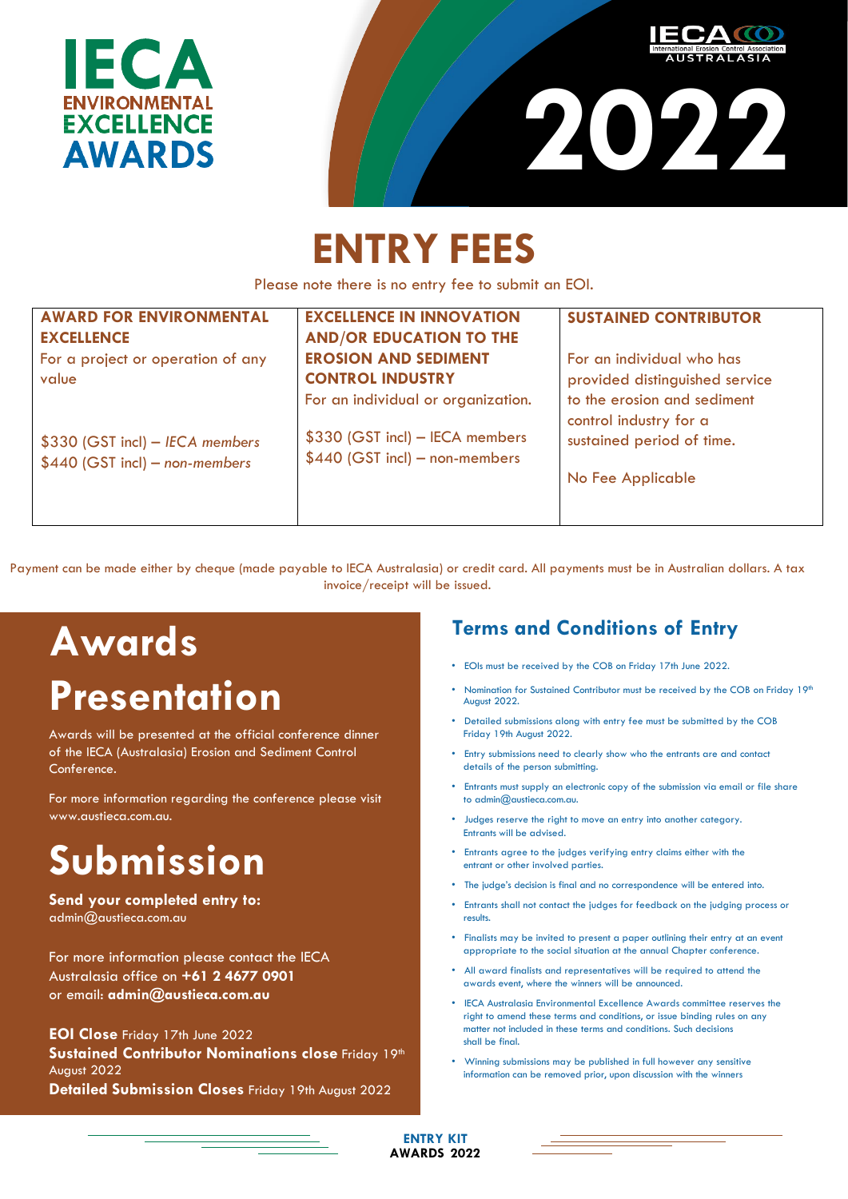IECA ENVIRONMENTAL EXCELLENCE AWARDS

IECA International Erosion Control Association AUSTRALASIA

2022

# ENTRY FEES

Please note there is no entry fee to submit an EOI.

| AWARD FOR ENVIRONMENTAL EXCELLENCE | EXCELLENCE IN INNOVATION AND/OR EDUCATION TO THE EROSION AND SEDIMENT CONTROL INDUSTRY | SUSTAINED CONTRIBUTOR |
|---|---|---|
| For a project or operation of any value<br><br>$330 (GST incl) – *IECA members*<br>$440 (GST incl) – *non-members* | For an individual or organization.<br><br>$330 (GST incl) – IECA members<br>$440 (GST incl) – non-members | For an individual who has provided distinguished service to the erosion and sediment control industry for a sustained period of time.<br><br>No Fee Applicable |

Payment can be made either by cheque (made payable to IECA Australasia) or credit card. All payments must be in Australian dollars. A tax invoice/receipt will be issued.

# Awards Presentation

Awards will be presented at the official conference dinner of the IECA (Australasia) Erosion and Sediment Control Conference.

For more information regarding the conference please visit www.austieca.com.au.

# Submission

**Send your completed entry to:**
admin@austieca.com.au

For more information please contact the IECA Australasia office on **+61 2 4677 0901** or email: **admin@austieca.com.au**

**EOI Close** Friday 17th June 2022
**Sustained Contributor Nominations close** Friday 19th August 2022
**Detailed Submission Closes** Friday 19th August 2022

## Terms and Conditions of Entry

- EOIs must be received by the COB on Friday 17th June 2022.
- Nomination for Sustained Contributor must be received by the COB on Friday 19th August 2022.
- Detailed submissions along with entry fee must be submitted by the COB Friday 19th August 2022.
- Entry submissions need to clearly show who the entrants are and contact details of the person submitting.
- Entrants must supply an electronic copy of the submission via email or file share to admin@austieca.com.au.
- Judges reserve the right to move an entry into another category. Entrants will be advised.
- Entrants agree to the judges verifying entry claims either with the entrant or other involved parties.
- The judge's decision is final and no correspondence will be entered into.
- Entrants shall not contact the judges for feedback on the judging process or results.
- Finalists may be invited to present a paper outlining their entry at an event appropriate to the social situation at the annual Chapter conference.
- All award finalists and representatives will be required to attend the awards event, where the winners will be announced.
- IECA Australasia Environmental Excellence Awards committee reserves the right to amend these terms and conditions, or issue binding rules on any matter not included in these terms and conditions. Such decisions shall be final.
- Winning submissions may be published in full however any sensitive information can be removed prior, upon discussion with the winners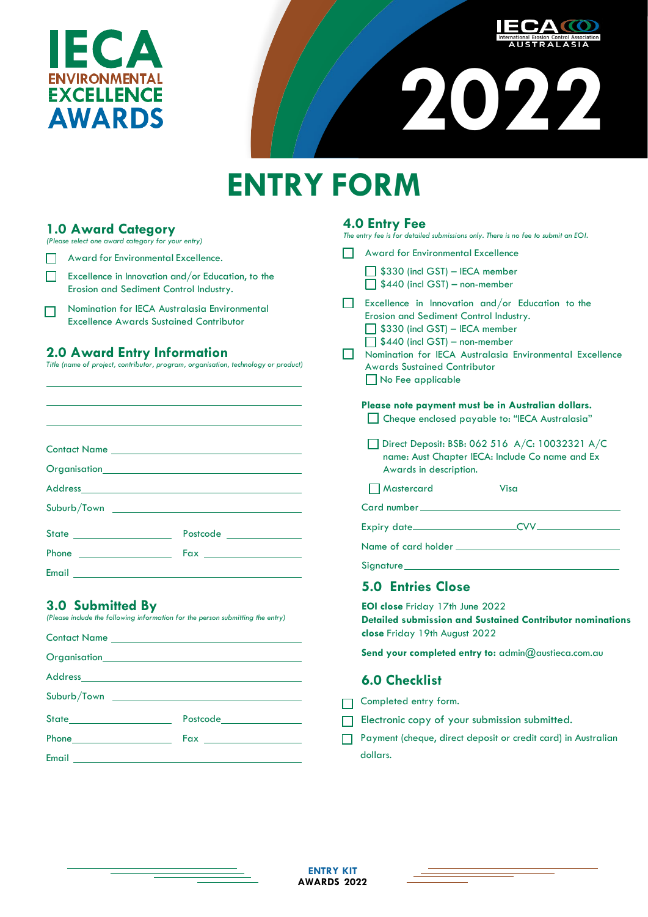# IECA ENVIRONMENTAL EXCELLENCE AWARDS

IECA International Erosion Control Association AUSTRALASIA

2022

# ENTRY FORM

## 1.0 Award Category

*(Please select one award category for your entry)*

- ☐ Award for Environmental Excellence.
- ☐ Excellence in Innovation and/or Education, to the Erosion and Sediment Control Industry.
- ☐ Nomination for IECA Australasia Environmental Excellence Awards Sustained Contributor

## 2.0 Award Entry Information

*Title (name of project, contributor, program, organisation, technology or product)*

\_\_\_\_\_\_\_\_\_\_\_\_\_\_\_\_\_\_\_\_\_\_\_\_\_\_\_\_\_\_\_\_\_\_\_\_\_\_\_\_

\_\_\_\_\_\_\_\_\_\_\_\_\_\_\_\_\_\_\_\_\_\_\_\_\_\_\_\_\_\_\_\_\_\_\_\_\_\_\_\_

\_\_\_\_\_\_\_\_\_\_\_\_\_\_\_\_\_\_\_\_\_\_\_\_\_\_\_\_\_\_\_\_\_\_\_\_\_\_\_\_

Contact Name \_\_\_\_\_\_\_\_\_\_\_\_\_\_\_\_\_\_\_\_\_\_\_\_\_\_\_\_

Organisation \_\_\_\_\_\_\_\_\_\_\_\_\_\_\_\_\_\_\_\_\_\_\_\_\_\_\_\_

Address \_\_\_\_\_\_\_\_\_\_\_\_\_\_\_\_\_\_\_\_\_\_\_\_\_\_\_\_

Suburb/Town \_\_\_\_\_\_\_\_\_\_\_\_\_\_\_\_\_\_\_\_\_\_\_\_\_\_\_\_

State \_\_\_\_\_\_\_\_\_\_\_\_ Postcode \_\_\_\_\_\_\_\_\_\_\_\_

Phone \_\_\_\_\_\_\_\_\_\_\_\_ Fax \_\_\_\_\_\_\_\_\_\_\_\_

Email \_\_\_\_\_\_\_\_\_\_\_\_\_\_\_\_\_\_\_\_\_\_\_\_\_\_\_\_

## 3.0 Submitted By

*(Please include the following information for the person submitting the entry)*

Contact Name \_\_\_\_\_\_\_\_\_\_\_\_\_\_\_\_\_\_\_\_\_\_\_\_\_\_\_\_

Organisation \_\_\_\_\_\_\_\_\_\_\_\_\_\_\_\_\_\_\_\_\_\_\_\_\_\_\_\_

Address \_\_\_\_\_\_\_\_\_\_\_\_\_\_\_\_\_\_\_\_\_\_\_\_\_\_\_\_

Suburb/Town \_\_\_\_\_\_\_\_\_\_\_\_\_\_\_\_\_\_\_\_\_\_\_\_\_\_\_\_

State \_\_\_\_\_\_\_\_\_\_\_\_ Postcode \_\_\_\_\_\_\_\_\_\_\_\_

Phone \_\_\_\_\_\_\_\_\_\_\_\_ Fax \_\_\_\_\_\_\_\_\_\_\_\_

Email \_\_\_\_\_\_\_\_\_\_\_\_\_\_\_\_\_\_\_\_\_\_\_\_\_\_\_\_

## 4.0 Entry Fee

*The entry fee is for detailed submissions only. There is no fee to submit an EOI.*

- ☐ Award for Environmental Excellence
  - ☐ $330 (incl GST) – IECA member
  - ☐ $440 (incl GST) – non-member
- ☐ Excellence in Innovation and/or Education to the Erosion and Sediment Control Industry.
  - ☐ $330 (incl GST) – IECA member
  - ☐ $440 (incl GST) – non-member
- ☐ Nomination for IECA Australasia Environmental Excellence Awards Sustained Contributor
  - ☐ No Fee applicable

**Please note payment must be in Australian dollars.**

- ☐ Cheque enclosed payable to: "IECA Australasia"
- ☐ Direct Deposit: BSB: 062 516 A/C: 10032321 A/C name: Aust Chapter IECA: Include Co name and Ex Awards in description.
- ☐ Mastercard Visa

Card number \_\_\_\_\_\_\_\_\_\_\_\_\_\_\_\_\_\_\_\_\_\_\_\_\_\_\_\_

Expiry date \_\_\_\_\_\_\_\_\_\_\_\_ CVV \_\_\_\_\_\_\_\_\_\_\_\_

Name of card holder \_\_\_\_\_\_\_\_\_\_\_\_\_\_\_\_\_\_\_\_\_\_\_\_\_\_\_\_

Signature \_\_\_\_\_\_\_\_\_\_\_\_\_\_\_\_\_\_\_\_\_\_\_\_\_\_\_\_

## 5.0 Entries Close

**EOI close** Friday 17th June 2022

**Detailed submission and Sustained Contributor nominations close** Friday 19th August 2022

**Send your completed entry to:** admin@austieca.com.au

## 6.0 Checklist

- ☐ Completed entry form.
- ☐ Electronic copy of your submission submitted.
- ☐ Payment (cheque, direct deposit or credit card) in Australian dollars.